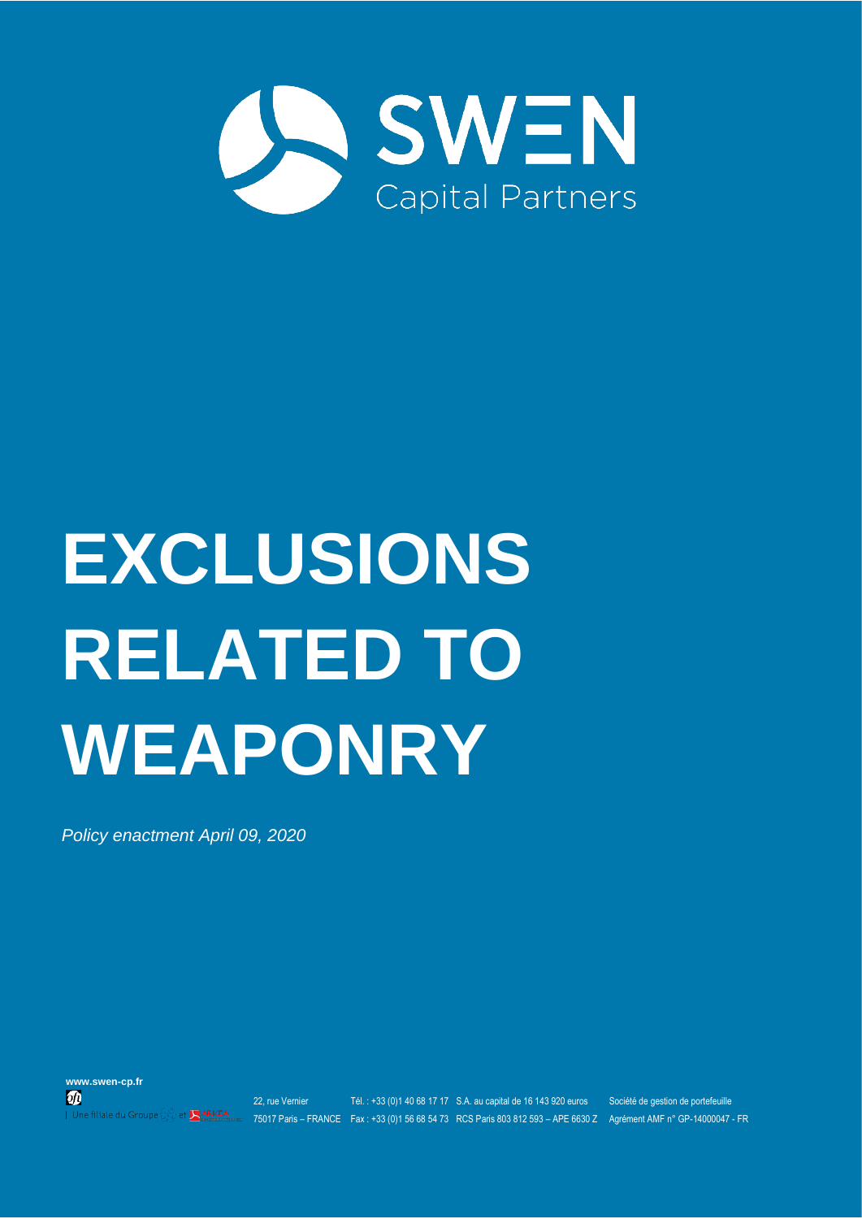SWEN

Capital Partners

# EXCLUSIONS RELATED TO WEAPONRY

*Policy enactment April 09, 2020*

www.swen-cp.fr

| Une filiale du Groupe et

22, rue Vernier 75017 Paris – FRANCE

Tél. : +33 (0)1 40 68 17 17 Fax : +33 (0)1 56 68 54 73

S.A. au capital de 16 143 920 euros RCS Paris 803 812 593 – APE 6630 Z

Société de gestion de portefeuille Agrément AMF n° GP-14000047 - FR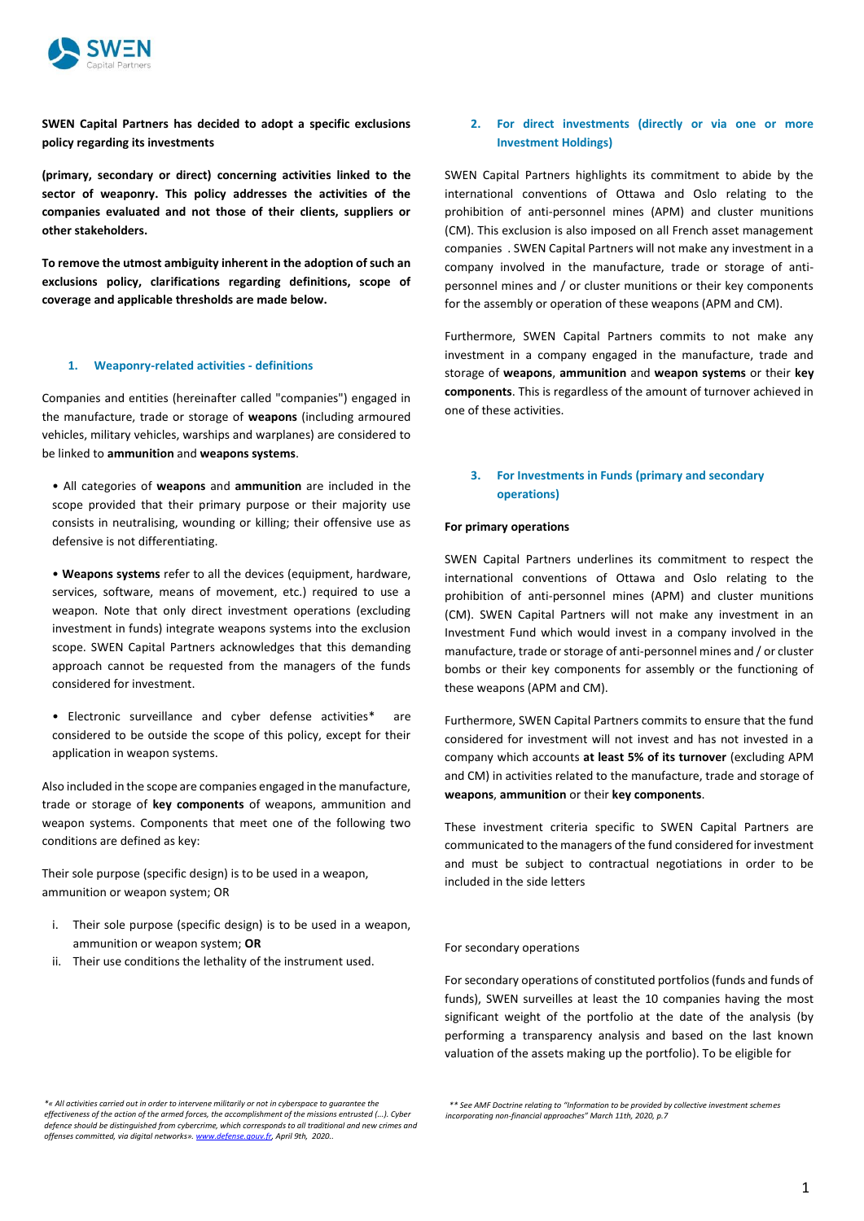**SWEN Capital Partners has decided to adopt a specific exclusions policy regarding its investments**

**(primary, secondary or direct) concerning activities linked to the sector of weaponry. This policy addresses the activities of the companies evaluated and not those of their clients, suppliers or other stakeholders.**

**To remove the utmost ambiguity inherent in the adoption of such an exclusions policy, clarifications regarding definitions, scope of coverage and applicable thresholds are made below.**

## 1. Weaponry-related activities - definitions

Companies and entities (hereinafter called "companies") engaged in the manufacture, trade or storage of **weapons** (including armoured vehicles, military vehicles, warships and warplanes) are considered to be linked to **ammunition** and **weapons systems**.

- All categories of **weapons** and **ammunition** are included in the scope provided that their primary purpose or their majority use consists in neutralising, wounding or killing; their offensive use as defensive is not differentiating.
- **Weapons systems** refer to all the devices (equipment, hardware, services, software, means of movement, etc.) required to use a weapon. Note that only direct investment operations (excluding investment in funds) integrate weapons systems into the exclusion scope. SWEN Capital Partners acknowledges that this demanding approach cannot be requested from the managers of the funds considered for investment.
- Electronic surveillance and cyber defense activities* are considered to be outside the scope of this policy, except for their application in weapon systems.

Also included in the scope are companies engaged in the manufacture, trade or storage of **key components** of weapons, ammunition and weapon systems. Components that meet one of the following two conditions are defined as key:

Their sole purpose (specific design) is to be used in a weapon, ammunition or weapon system; OR

i. Their sole purpose (specific design) is to be used in a weapon, ammunition or weapon system; **OR**
ii. Their use conditions the lethality of the instrument used.

## 2. For direct investments (directly or via one or more Investment Holdings)

SWEN Capital Partners highlights its commitment to abide by the international conventions of Ottawa and Oslo relating to the prohibition of anti-personnel mines (APM) and cluster munitions (CM). This exclusion is also imposed on all French asset management companies . SWEN Capital Partners will not make any investment in a company involved in the manufacture, trade or storage of anti-personnel mines and / or cluster munitions or their key components for the assembly or operation of these weapons (APM and CM).

Furthermore, SWEN Capital Partners commits to not make any investment in a company engaged in the manufacture, trade and storage of **weapons**, **ammunition** and **weapon systems** or their **key components**. This is regardless of the amount of turnover achieved in one of these activities.

## 3. For Investments in Funds (primary and secondary operations)

**For primary operations**

SWEN Capital Partners underlines its commitment to respect the international conventions of Ottawa and Oslo relating to the prohibition of anti-personnel mines (APM) and cluster munitions (CM). SWEN Capital Partners will not make any investment in an Investment Fund which would invest in a company involved in the manufacture, trade or storage of anti-personnel mines and / or cluster bombs or their key components for assembly or the functioning of these weapons (APM and CM).

Furthermore, SWEN Capital Partners commits to ensure that the fund considered for investment will not invest and has not invested in a company which accounts **at least 5% of its turnover** (excluding APM and CM) in activities related to the manufacture, trade and storage of **weapons**, **ammunition** or their **key components**.

These investment criteria specific to SWEN Capital Partners are communicated to the managers of the fund considered for investment and must be subject to contractual negotiations in order to be included in the side letters

For secondary operations

For secondary operations of constituted portfolios (funds and funds of funds), SWEN surveilles at least the 10 companies having the most significant weight of the portfolio at the date of the analysis (by performing a transparency analysis and based on the last known valuation of the assets making up the portfolio). To be eligible for

*« All activities carried out in order to intervene militarily or not in cyberspace to guarantee the effectiveness of the action of the armed forces, the accomplishment of the missions entrusted (...). Cyber defence should be distinguished from cybercrime, which corresponds to all traditional and new crimes and offenses committed, via digital networks». www.defense.gouv.fr, April 9th, 2020..*

*** See AMF Doctrine relating to "Information to be provided by collective investment schemes incorporating non-financial approaches" March 11th, 2020, p.7*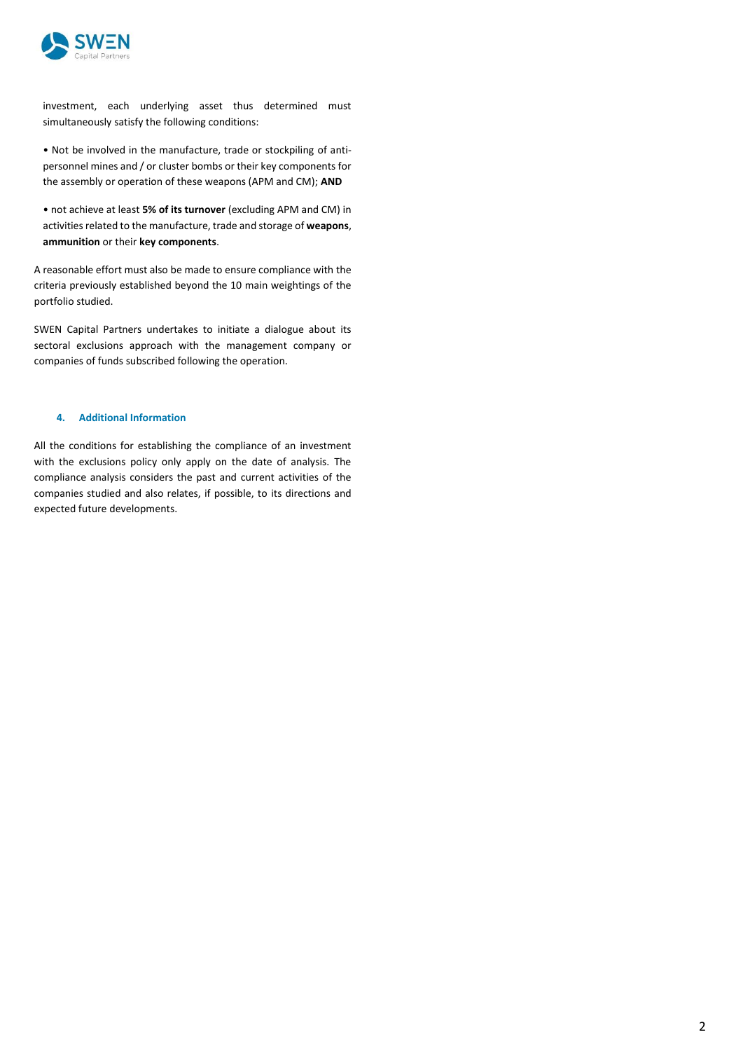investment, each underlying asset thus determined must simultaneously satisfy the following conditions:

- Not be involved in the manufacture, trade or stockpiling of anti-personnel mines and / or cluster bombs or their key components for the assembly or operation of these weapons (APM and CM); **AND**

- not achieve at least **5% of its turnover** (excluding APM and CM) in activities related to the manufacture, trade and storage of **weapons**, **ammunition** or their **key components**.

A reasonable effort must also be made to ensure compliance with the criteria previously established beyond the 10 main weightings of the portfolio studied.

SWEN Capital Partners undertakes to initiate a dialogue about its sectoral exclusions approach with the management company or companies of funds subscribed following the operation.

## 4. Additional Information

All the conditions for establishing the compliance of an investment with the exclusions policy only apply on the date of analysis. The compliance analysis considers the past and current activities of the companies studied and also relates, if possible, to its directions and expected future developments.